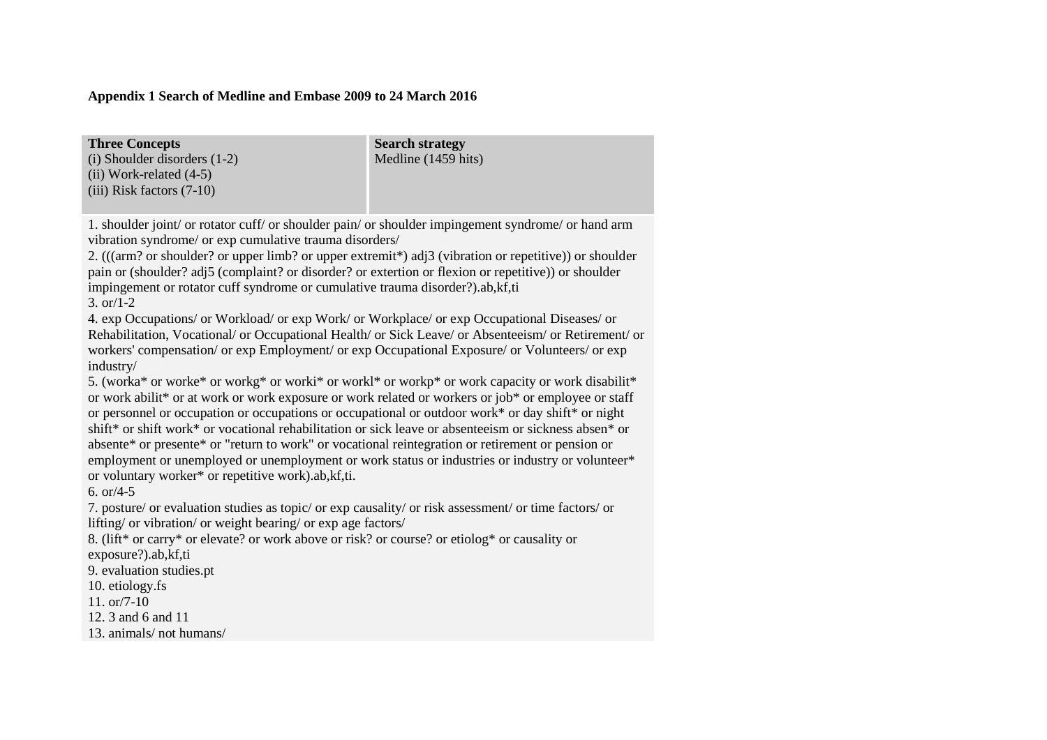**Appendix 1 Search of Medline and Embase 2009 to 24 March 2016**

| **Three Concepts**<br>(i) Shoulder disorders (1-2)<br>(ii) Work-related (4-5)<br>(iii) Risk factors (7-10) | **Search strategy**<br>Medline (1459 hits) |
|---|---|

1. shoulder joint/ or rotator cuff/ or shoulder pain/ or shoulder impingement syndrome/ or hand arm vibration syndrome/ or exp cumulative trauma disorders/
2. (((arm? or shoulder? or upper limb? or upper extremit*) adj3 (vibration or repetitive)) or shoulder pain or (shoulder? adj5 (complaint? or disorder? or extertion or flexion or repetitive)) or shoulder impingement or rotator cuff syndrome or cumulative trauma disorder?).ab,kf,ti
3. or/1-2
4. exp Occupations/ or Workload/ or exp Work/ or Workplace/ or exp Occupational Diseases/ or Rehabilitation, Vocational/ or Occupational Health/ or Sick Leave/ or Absenteeism/ or Retirement/ or workers' compensation/ or exp Employment/ or exp Occupational Exposure/ or Volunteers/ or exp industry/
5. (worka* or worke* or workg* or worki* or workl* or workp* or work capacity or work disabilit* or work abilit* or at work or work exposure or work related or workers or job* or employee or staff or personnel or occupation or occupations or occupational or outdoor work* or day shift* or night shift* or shift work* or vocational rehabilitation or sick leave or absenteeism or sickness absen* or absente* or presente* or "return to work" or vocational reintegration or retirement or pension or employment or unemployed or unemployment or work status or industries or industry or volunteer* or voluntary worker* or repetitive work).ab,kf,ti.
6. or/4-5
7. posture/ or evaluation studies as topic/ or exp causality/ or risk assessment/ or time factors/ or lifting/ or vibration/ or weight bearing/ or exp age factors/
8. (lift* or carry* or elevate? or work above or risk? or course? or etiolog* or causality or exposure?).ab,kf,ti
9. evaluation studies.pt
10. etiology.fs
11. or/7-10
12. 3 and 6 and 11
13. animals/ not humans/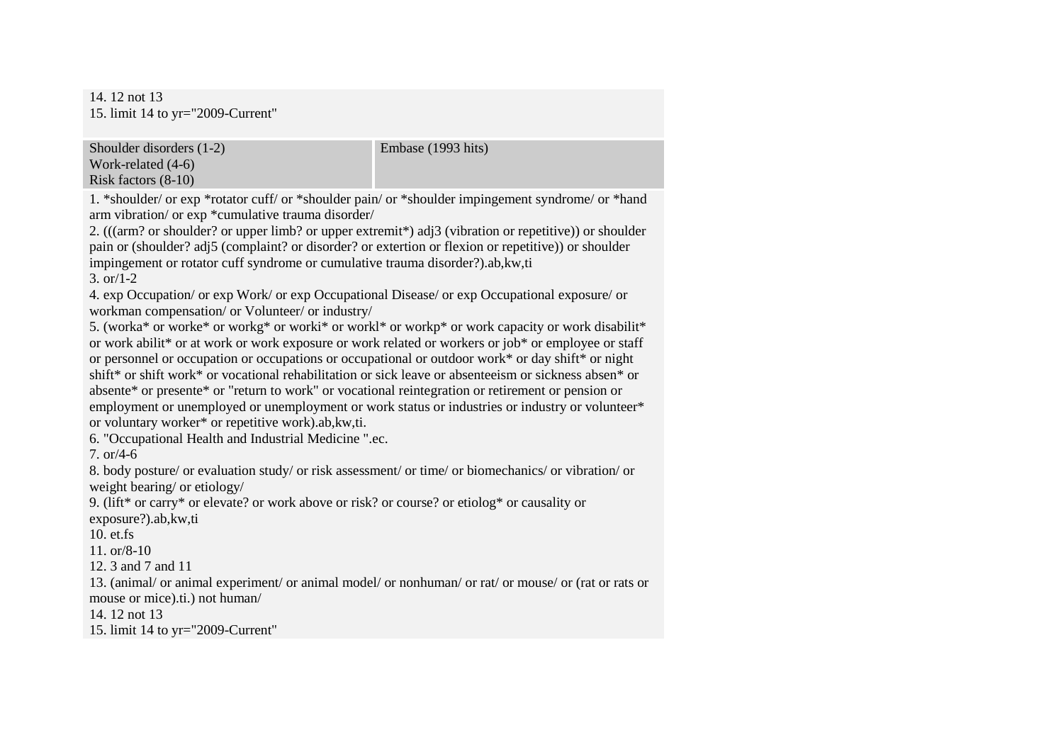14. 12 not 13
15. limit 14 to yr="2009-Current"

| Shoulder disorders (1-2)<br>Work-related (4-6)<br>Risk factors (8-10) | Embase (1993 hits) |
|---|---|

1. *shoulder/ or exp *rotator cuff/ or *shoulder pain/ or *shoulder impingement syndrome/ or *hand arm vibration/ or exp *cumulative trauma disorder/
2. (((arm? or shoulder? or upper limb? or upper extremit*) adj3 (vibration or repetitive)) or shoulder pain or (shoulder? adj5 (complaint? or disorder? or extertion or flexion or repetitive)) or shoulder impingement or rotator cuff syndrome or cumulative trauma disorder?).ab,kw,ti
3. or/1-2
4. exp Occupation/ or exp Work/ or exp Occupational Disease/ or exp Occupational exposure/ or workman compensation/ or Volunteer/ or industry/
5. (worka* or worke* or workg* or worki* or workl* or workp* or work capacity or work disabilit* or work abilit* or at work or work exposure or work related or workers or job* or employee or staff or personnel or occupation or occupations or occupational or outdoor work* or day shift* or night shift* or shift work* or vocational rehabilitation or sick leave or absenteeism or sickness absen* or absente* or presente* or "return to work" or vocational reintegration or retirement or pension or employment or unemployed or unemployment or work status or industries or industry or volunteer* or voluntary worker* or repetitive work).ab,kw,ti.
6. "Occupational Health and Industrial Medicine ".ec.
7. or/4-6
8. body posture/ or evaluation study/ or risk assessment/ or time/ or biomechanics/ or vibration/ or weight bearing/ or etiology/
9. (lift* or carry* or elevate? or work above or risk? or course? or etiolog* or causality or exposure?).ab,kw,ti
10. et.fs
11. or/8-10
12. 3 and 7 and 11
13. (animal/ or animal experiment/ or animal model/ or nonhuman/ or rat/ or mouse/ or (rat or rats or mouse or mice).ti.) not human/
14. 12 not 13
15. limit 14 to yr="2009-Current"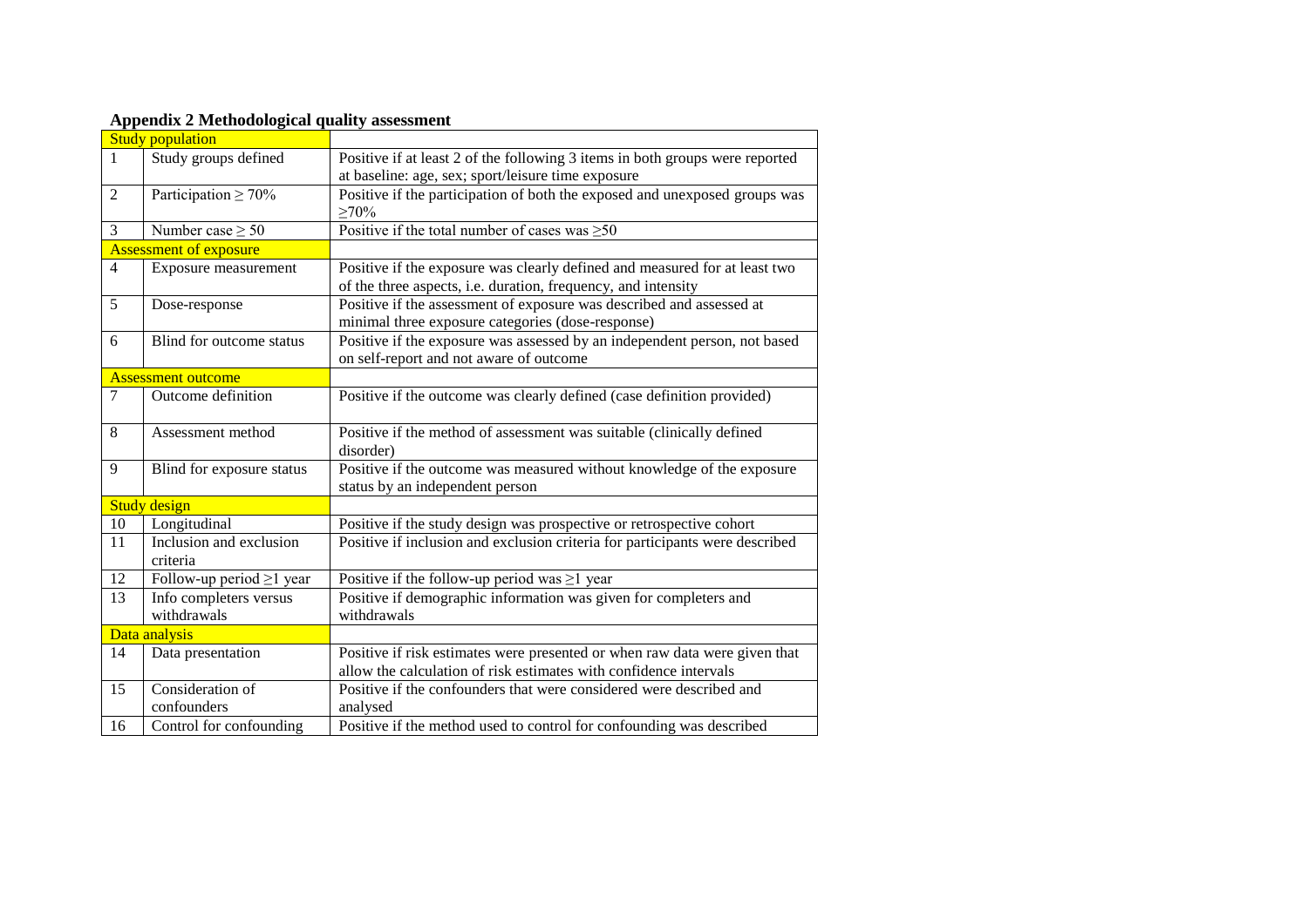**Appendix 2 Methodological quality assessment**

| Study population | | |
|---|---|---|
| 1 | Study groups defined | Positive if at least 2 of the following 3 items in both groups were reported at baseline: age, sex; sport/leisure time exposure |
| 2 | Participation ≥ 70% | Positive if the participation of both the exposed and unexposed groups was ≥70% |
| 3 | Number case ≥ 50 | Positive if the total number of cases was ≥50 |
| **Assessment of exposure** | | |
| 4 | Exposure measurement | Positive if the exposure was clearly defined and measured for at least two of the three aspects, i.e. duration, frequency, and intensity |
| 5 | Dose-response | Positive if the assessment of exposure was described and assessed at minimal three exposure categories (dose-response) |
| 6 | Blind for outcome status | Positive if the exposure was assessed by an independent person, not based on self-report and not aware of outcome |
| **Assessment outcome** | | |
| 7 | Outcome definition | Positive if the outcome was clearly defined (case definition provided) |
| 8 | Assessment method | Positive if the method of assessment was suitable (clinically defined disorder) |
| 9 | Blind for exposure status | Positive if the outcome was measured without knowledge of the exposure status by an independent person |
| **Study design** | | |
| 10 | Longitudinal | Positive if the study design was prospective or retrospective cohort |
| 11 | Inclusion and exclusion criteria | Positive if inclusion and exclusion criteria for participants were described |
| 12 | Follow-up period ≥1 year | Positive if the follow-up period was ≥1 year |
| 13 | Info completers versus withdrawals | Positive if demographic information was given for completers and withdrawals |
| **Data analysis** | | |
| 14 | Data presentation | Positive if risk estimates were presented or when raw data were given that allow the calculation of risk estimates with confidence intervals |
| 15 | Consideration of confounders | Positive if the confounders that were considered were described and analysed |
| 16 | Control for confounding | Positive if the method used to control for confounding was described |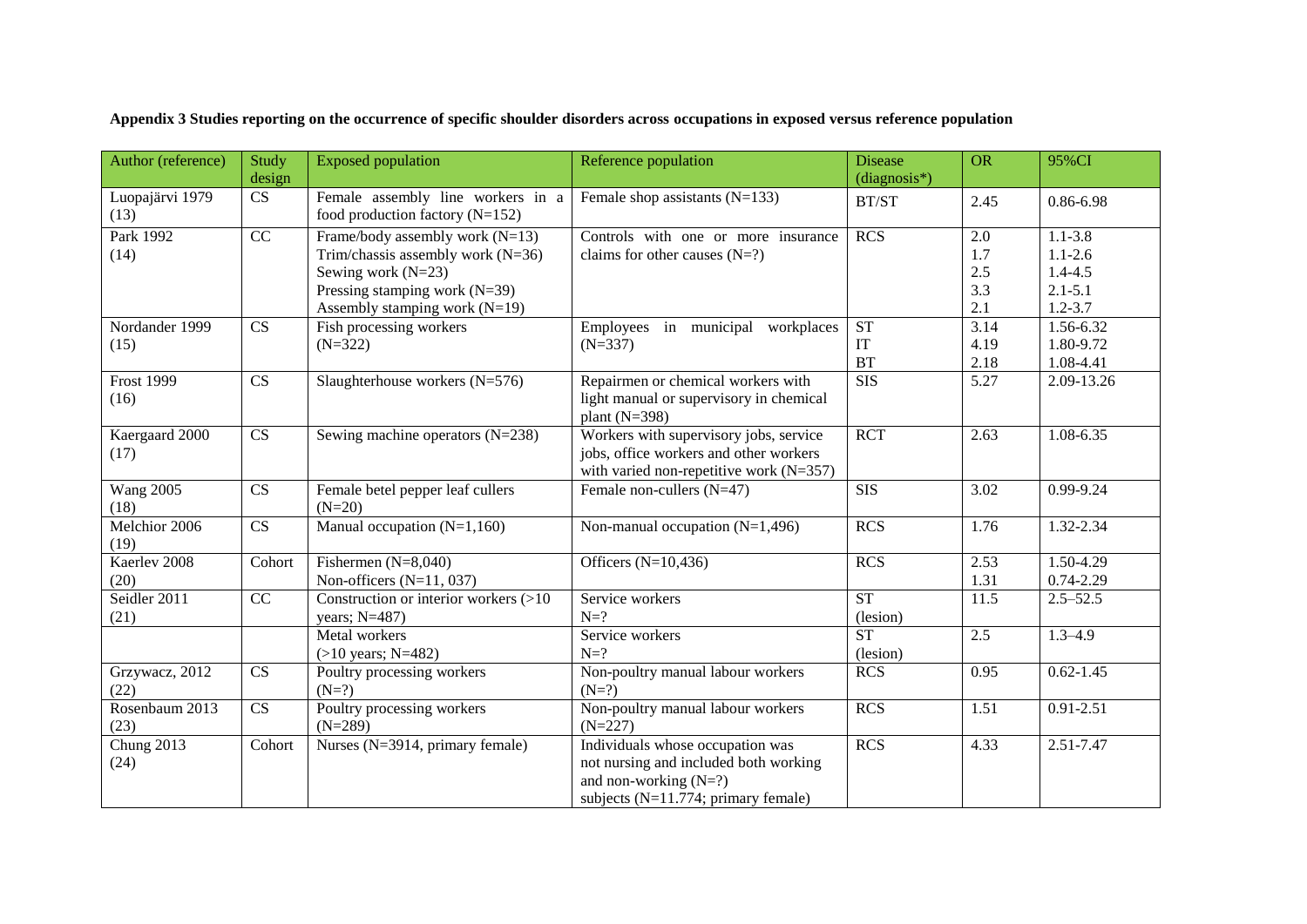**Appendix 3 Studies reporting on the occurrence of specific shoulder disorders across occupations in exposed versus reference population**

| Author (reference) | Study design | Exposed population | Reference population | Disease (diagnosis*) | OR | 95%CI |
|---|---|---|---|---|---|---|
| Luopajärvi 1979 (13) | CS | Female assembly line workers in a food production factory (N=152) | Female shop assistants (N=133) | BT/ST | 2.45 | 0.86-6.98 |
| Park 1992 (14) | CC | Frame/body assembly work (N=13)<br>Trim/chassis assembly work (N=36)<br>Sewing work (N=23)<br>Pressing stamping work (N=39)<br>Assembly stamping work (N=19) | Controls with one or more insurance claims for other causes (N=?) | RCS | 2.0<br>1.7<br>2.5<br>3.3<br>2.1 | 1.1-3.8<br>1.1-2.6<br>1.4-4.5<br>2.1-5.1<br>1.2-3.7 |
| Nordander 1999 (15) | CS | Fish processing workers (N=322) | Employees in municipal workplaces (N=337) | ST<br>IT<br>BT | 3.14<br>4.19<br>2.18 | 1.56-6.32<br>1.80-9.72<br>1.08-4.41 |
| Frost 1999 (16) | CS | Slaughterhouse workers (N=576) | Repairmen or chemical workers with light manual or supervisory in chemical plant (N=398) | SIS | 5.27 | 2.09-13.26 |
| Kaergaard 2000 (17) | CS | Sewing machine operators (N=238) | Workers with supervisory jobs, service jobs, office workers and other workers with varied non-repetitive work (N=357) | RCT | 2.63 | 1.08-6.35 |
| Wang 2005 (18) | CS | Female betel pepper leaf cullers (N=20) | Female non-cullers (N=47) | SIS | 3.02 | 0.99-9.24 |
| Melchior 2006 (19) | CS | Manual occupation (N=1,160) | Non-manual occupation (N=1,496) | RCS | 1.76 | 1.32-2.34 |
| Kaerlev 2008 (20) | Cohort | Fishermen (N=8,040)<br>Non-officers (N=11, 037) | Officers (N=10,436) | RCS | 2.53<br>1.31 | 1.50-4.29<br>0.74-2.29 |
| Seidler 2011 (21) | CC | Construction or interior workers (>10 years; N=487) | Service workers N=? | ST (lesion) | 11.5 | 2.5–52.5 |
| | | Metal workers (>10 years; N=482) | Service workers N=? | ST (lesion) | 2.5 | 1.3–4.9 |
| Grzywacz, 2012 (22) | CS | Poultry processing workers (N=?) | Non-poultry manual labour workers (N=?) | RCS | 0.95 | 0.62-1.45 |
| Rosenbaum 2013 (23) | CS | Poultry processing workers (N=289) | Non-poultry manual labour workers (N=227) | RCS | 1.51 | 0.91-2.51 |
| Chung 2013 (24) | Cohort | Nurses (N=3914, primary female) | Individuals whose occupation was not nursing and included both working and non-working (N=?) subjects (N=11.774; primary female) | RCS | 4.33 | 2.51-7.47 |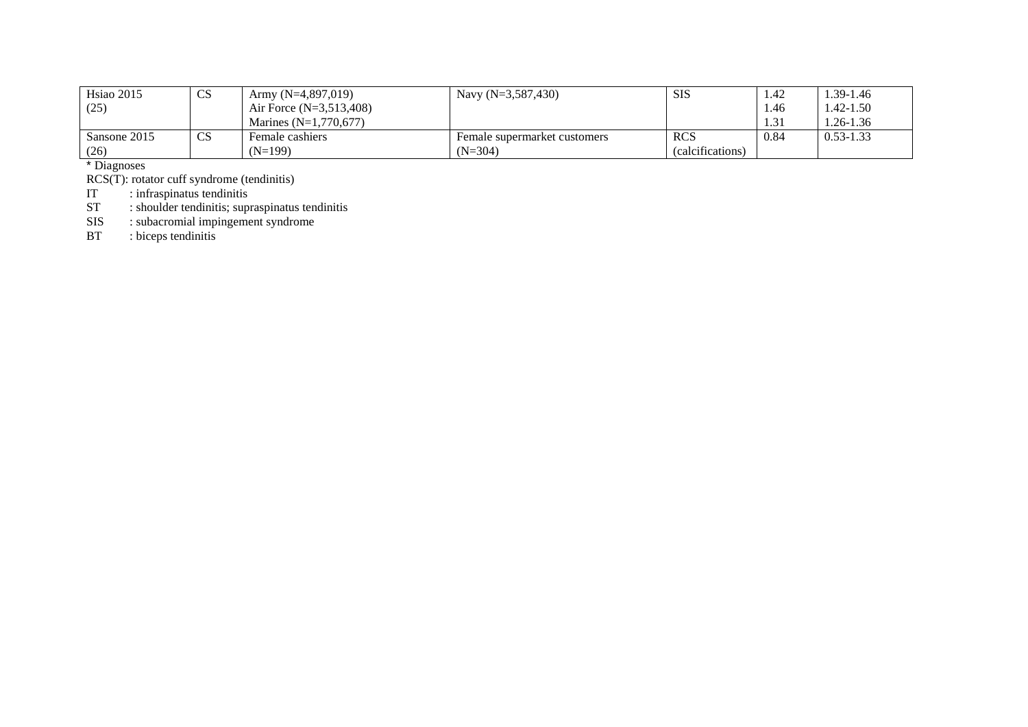| Hsiao 2015 (25) | CS | Army (N=4,897,019)<br>Air Force (N=3,513,408)<br>Marines (N=1,770,677) | Navy (N=3,587,430) | SIS | 1.42<br>1.46<br>1.31 | 1.39-1.46<br>1.42-1.50<br>1.26-1.36 |
|---|---|---|---|---|---|---|
| Sansone 2015 (26) | CS | Female cashiers (N=199) | Female supermarket customers (N=304) | RCS (calcifications) | 0.84 | 0.53-1.33 |

* Diagnoses

RCS(T): rotator cuff syndrome (tendinitis)

IT : infraspinatus tendinitis

ST : shoulder tendinitis; supraspinatus tendinitis

SIS : subacromial impingement syndrome

BT : biceps tendinitis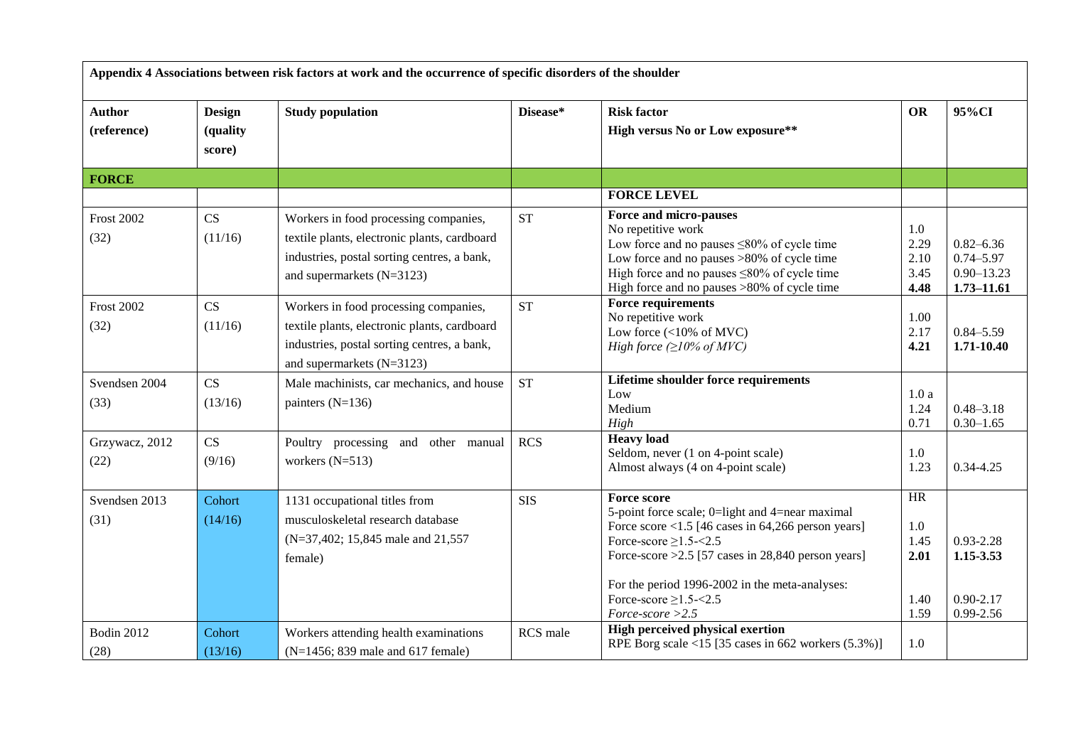| **Appendix 4 Associations between risk factors at work and the occurrence of specific disorders of the shoulder** | | | | | | |
|---|---|---|---|---|---|---|
| **Author (reference)** | **Design (quality score)** | **Study population** | **Disease*** | **Risk factor**<br>**High versus No or Low exposure**** | **OR** | **95%CI** |
| **FORCE** | | | | | | |
| | | | | **FORCE LEVEL** | | |
| Frost 2002 (32) | CS (11/16) | Workers in food processing companies, textile plants, electronic plants, cardboard industries, postal sorting centres, a bank, and supermarkets (N=3123) | ST | **Force and micro-pauses**<br>No repetitive work<br>Low force and no pauses ≤80% of cycle time<br>Low force and no pauses >80% of cycle time<br>High force and no pauses ≤80% of cycle time<br>High force and no pauses >80% of cycle time | 1.0<br>2.29<br>2.10<br>3.45<br>**4.48** | <br>0.82–6.36<br>0.74–5.97<br>0.90–13.23<br>**1.73–11.61** |
| Frost 2002 (32) | CS (11/16) | Workers in food processing companies, textile plants, electronic plants, cardboard industries, postal sorting centres, a bank, and supermarkets (N=3123) | ST | **Force requirements**<br>No repetitive work<br>Low force (<10% of MVC)<br>*High force (≥10% of MVC)* | 1.00<br>2.17<br>**4.21** | <br>0.84–5.59<br>**1.71-10.40** |
| Svendsen 2004 (33) | CS (13/16) | Male machinists, car mechanics, and house painters (N=136) | ST | **Lifetime shoulder force requirements**<br>Low<br>Medium<br>*High* | 1.0 a<br>1.24<br>0.71 | <br>0.48–3.18<br>0.30–1.65 |
| Grzywacz, 2012 (22) | CS (9/16) | Poultry processing and other manual workers (N=513) | RCS | **Heavy load**<br>Seldom, never (1 on 4-point scale)<br>Almost always (4 on 4-point scale) | 1.0<br>1.23 | <br>0.34-4.25 |
| Svendsen 2013 (31) | Cohort (14/16) | 1131 occupational titles from musculoskeletal research database (N=37,402; 15,845 male and 21,557 female) | SIS | **Force score**<br>5-point force scale; 0=light and 4=near maximal<br>Force score <1.5 [46 cases in 64,266 person years]<br>Force-score ≥1.5-<2.5<br>Force-score >2.5 [57 cases in 28,840 person years]<br><br>For the period 1996-2002 in the meta-analyses:<br>Force-score ≥1.5-<2.5<br>*Force-score >2.5* | HR<br><br>1.0<br>1.45<br>**2.01**<br><br><br>1.40<br>1.59 | <br><br><br>0.93-2.28<br>**1.15-3.53**<br><br><br>0.90-2.17<br>0.99-2.56 |
| Bodin 2012 (28) | Cohort (13/16) | Workers attending health examinations (N=1456; 839 male and 617 female) | RCS male | **High perceived physical exertion**<br>RPE Borg scale <15 [35 cases in 662 workers (5.3%)] | 1.0 | |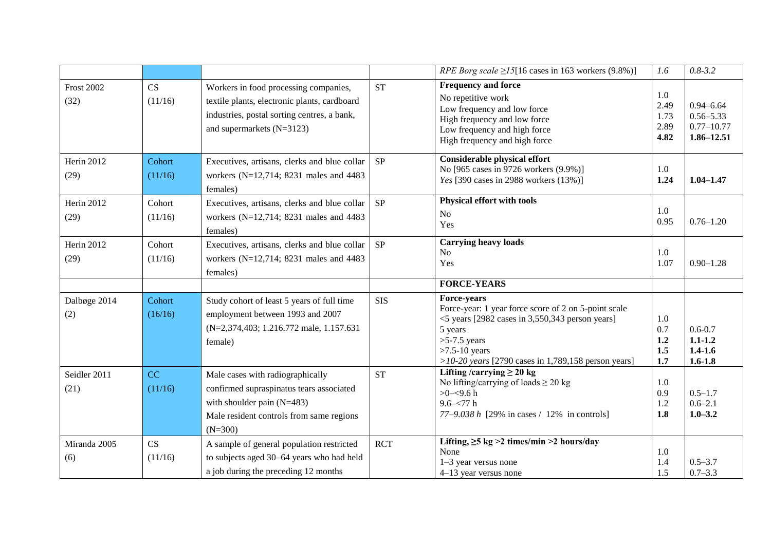| | | | | *RPE Borg scale ≥15*[16 cases in 163 workers (9.8%)] | *1.6* | *0.8-3.2* |
|---|---|---|---|---|---|---|
| Frost 2002 (32) | CS (11/16) | Workers in food processing companies, textile plants, electronic plants, cardboard industries, postal sorting centres, a bank, and supermarkets (N=3123) | ST | **Frequency and force**<br>No repetitive work<br>Low frequency and low force<br>High frequency and low force<br>Low frequency and high force<br>High frequency and high force | 1.0<br>2.49<br>1.73<br>2.89<br>**4.82** | <br>0.94–6.64<br>0.56–5.33<br>0.77–10.77<br>**1.86–12.51** |
| Herin 2012 (29) | Cohort (11/16) | Executives, artisans, clerks and blue collar workers (N=12,714; 8231 males and 4483 females) | SP | **Considerable physical effort**<br>No [965 cases in 9726 workers (9.9%)]<br>*Yes* [390 cases in 2988 workers (13%)] | 1.0<br>**1.24** | <br>**1.04–1.47** |
| Herin 2012 (29) | Cohort (11/16) | Executives, artisans, clerks and blue collar workers (N=12,714; 8231 males and 4483 females) | SP | **Physical effort with tools**<br>No<br>Yes | 1.0<br>0.95 | <br>0.76–1.20 |
| Herin 2012 (29) | Cohort (11/16) | Executives, artisans, clerks and blue collar workers (N=12,714; 8231 males and 4483 females) | SP | **Carrying heavy loads**<br>No<br>Yes | 1.0<br>1.07 | <br>0.90–1.28 |
| | | | | **FORCE-YEARS** | | |
| Dalbøge 2014 (2) | Cohort (16/16) | Study cohort of least 5 years of full time employment between 1993 and 2007 (N=2,374,403; 1.216.772 male, 1.157.631 female) | SIS | **Force-years**<br>Force-year: 1 year force score of 2 on 5-point scale<br><5 years [2982 cases in 3,550,343 person years]<br>5 years<br>>5-7.5 years<br>>7.5-10 years<br>*>10-20 years* [2790 cases in 1,789,158 person years] | <br><br>1.0<br>0.7<br>**1.2**<br>**1.5**<br>**1.7** | <br><br><br>0.6-0.7<br>**1.1-1.2**<br>**1.4-1.6**<br>**1.6-1.8** |
| Seidler 2011 (21) | CC (11/16) | Male cases with radiographically confirmed supraspinatus tears associated with shoulder pain (N=483)<br>Male resident controls from same regions (N=300) | ST | **Lifting /carrying ≥ 20 kg**<br>No lifting/carrying of loads ≥ 20 kg<br>>0–<9.6 h<br>9.6–<77 h<br>*77–9.038 h* [29% in cases / 12% in controls] | 1.0<br>0.9<br>1.2<br>**1.8** | <br>0.5–1.7<br>0.6–2.1<br>**1.0–3.2** |
| Miranda 2005 (6) | CS (11/16) | A sample of general population restricted to subjects aged 30–64 years who had held a job during the preceding 12 months | RCT | **Lifting, ≥5 kg >2 times/min >2 hours/day**<br>None<br>1–3 year versus none<br>4–13 year versus none | 1.0<br>1.4<br>1.5 | <br>0.5–3.7<br>0.7–3.3 |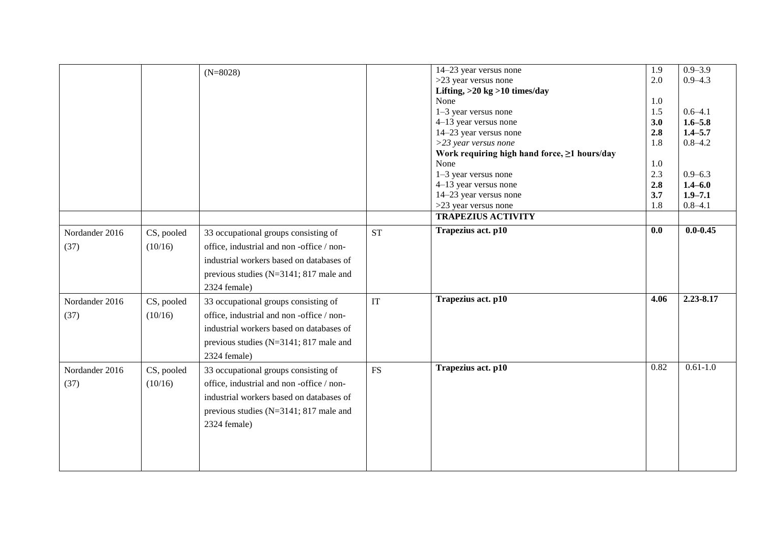| | | | | | | |
|---|---|---|---|---|---|---|
| | | (N=8028) | | 14–23 year versus none<br>>23 year versus none<br>**Lifting, >20 kg >10 times/day**<br>None<br>1–3 year versus none<br>4–13 year versus none<br>14–23 year versus none<br>*>23 year versus none*<br>**Work requiring high hand force, ≥1 hours/day**<br>None<br>1–3 year versus none<br>4–13 year versus none<br>14–23 year versus none<br>>23 year versus none | 1.9<br>2.0<br><br>1.0<br>1.5<br>**3.0**<br>**2.8**<br>1.8<br><br>1.0<br>2.3<br>**2.8**<br>**3.7**<br>1.8 | 0.9–3.9<br>0.9–4.3<br><br><br>0.6–4.1<br>**1.6–5.8**<br>**1.4–5.7**<br>0.8–4.2<br><br><br>0.9–6.3<br>**1.4–6.0**<br>**1.9–7.1**<br>0.8–4.1 |
| | | | | **TRAPEZIUS ACTIVITY** | | |
| Nordander 2016 (37) | CS, pooled (10/16) | 33 occupational groups consisting of office, industrial and non -office / non-industrial workers based on databases of previous studies (N=3141; 817 male and 2324 female) | ST | **Trapezius act. p10** | **0.0** | **0.0-0.45** |
| Nordander 2016 (37) | CS, pooled (10/16) | 33 occupational groups consisting of office, industrial and non -office / non-industrial workers based on databases of previous studies (N=3141; 817 male and 2324 female) | IT | **Trapezius act. p10** | **4.06** | **2.23-8.17** |
| Nordander 2016 (37) | CS, pooled (10/16) | 33 occupational groups consisting of office, industrial and non -office / non-industrial workers based on databases of previous studies (N=3141; 817 male and 2324 female) | FS | **Trapezius act. p10** | 0.82 | 0.61-1.0 |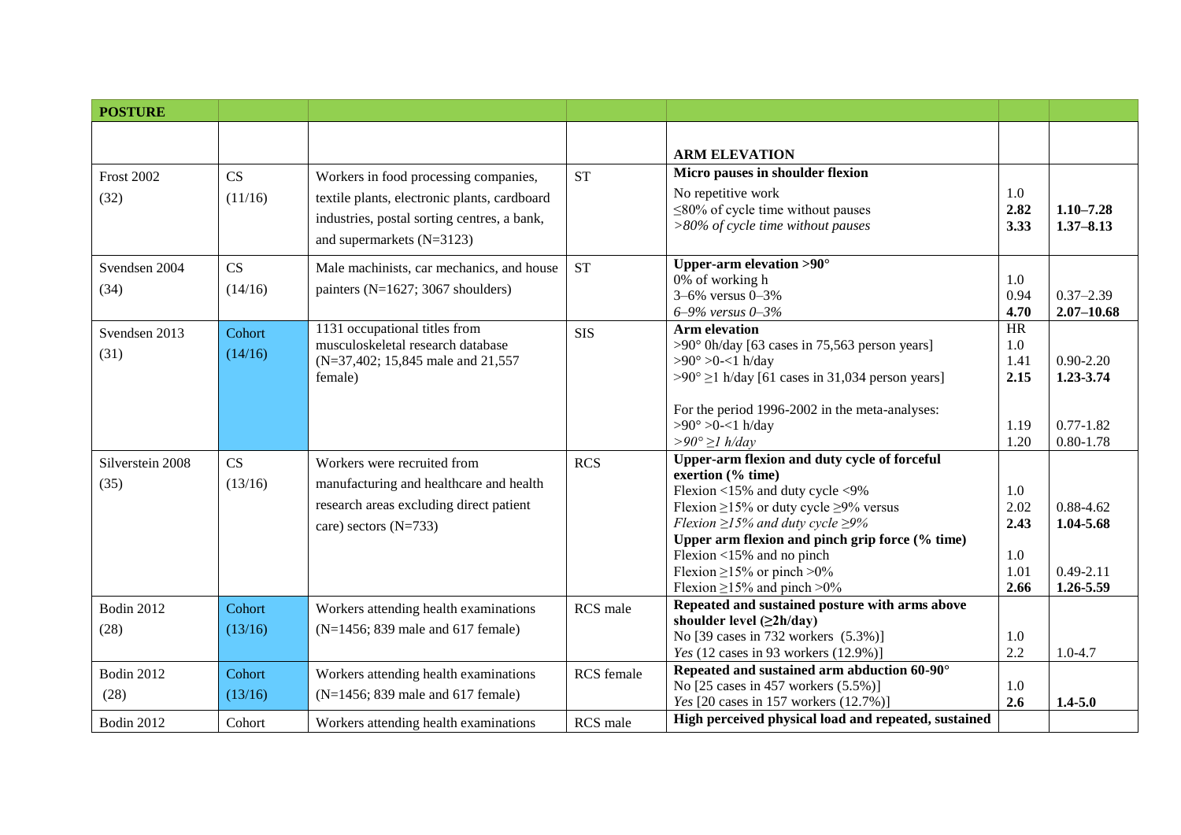| POSTURE | | | | | | |
|---|---|---|---|---|---|---|
| | | | | **ARM ELEVATION** | | |
| Frost 2002 (32) | CS (11/16) | Workers in food processing companies, textile plants, electronic plants, cardboard industries, postal sorting centres, a bank, and supermarkets (N=3123) | ST | **Micro pauses in shoulder flexion**<br>No repetitive work<br>≤80% of cycle time without pauses<br>*>80% of cycle time without pauses* | <br>1.0<br>**2.82**<br>**3.33** | <br><br>**1.10–7.28**<br>**1.37–8.13** |
| Svendsen 2004 (34) | CS (14/16) | Male machinists, car mechanics, and house painters (N=1627; 3067 shoulders) | ST | **Upper-arm elevation >90°**<br>0% of working h<br>3–6% versus 0–3%<br>*6–9% versus 0–3%* | <br>1.0<br>0.94<br>**4.70** | <br><br>0.37–2.39<br>**2.07–10.68** |
| Svendsen 2013 (31) | Cohort (14/16) | 1131 occupational titles from musculoskeletal research database (N=37,402; 15,845 male and 21,557 female) | SIS | **Arm elevation**<br>>90° 0h/day [63 cases in 75,563 person years]<br>>90° >0-<1 h/day<br>>90° ≥1 h/day [61 cases in 31,034 person years]<br><br>For the period 1996-2002 in the meta-analyses:<br>>90° >0-<1 h/day<br>*>90° ≥1 h/day* | HR<br>1.0<br>1.41<br>**2.15**<br><br><br>1.19<br>1.20 | <br><br>0.90-2.20<br>**1.23-3.74**<br><br><br>0.77-1.82<br>0.80-1.78 |
| Silverstein 2008 (35) | CS (13/16) | Workers were recruited from manufacturing and healthcare and health research areas excluding direct patient care) sectors (N=733) | RCS | **Upper-arm flexion and duty cycle of forceful exertion (% time)**<br>Flexion <15% and duty cycle <9%<br>Flexion ≥15% or duty cycle ≥9% versus<br>*Flexion ≥15% and duty cycle ≥9%*<br>**Upper arm flexion and pinch grip force (% time)**<br>Flexion <15% and no pinch<br>Flexion ≥15% or pinch >0%<br>Flexion ≥15% and pinch >0% | <br><br>1.0<br>2.02<br>**2.43**<br><br>1.0<br>1.01<br>**2.66** | <br><br><br>0.88-4.62<br>**1.04-5.68**<br><br><br>0.49-2.11<br>**1.26-5.59** |
| Bodin 2012 (28) | Cohort (13/16) | Workers attending health examinations (N=1456; 839 male and 617 female) | RCS male | **Repeated and sustained posture with arms above shoulder level (≥2h/day)**<br>No [39 cases in 732 workers (5.3%)]<br>*Yes* (12 cases in 93 workers (12.9%)] | <br><br>1.0<br>2.2 | <br><br><br>1.0-4.7 |
| Bodin 2012 (28) | Cohort (13/16) | Workers attending health examinations (N=1456; 839 male and 617 female) | RCS female | **Repeated and sustained arm abduction 60-90°**<br>No [25 cases in 457 workers (5.5%)]<br>*Yes* [20 cases in 157 workers (12.7%)] | <br>1.0<br>**2.6** | <br><br>**1.4-5.0** |
| Bodin 2012 | Cohort | Workers attending health examinations | RCS male | **High perceived physical load and repeated, sustained** | | |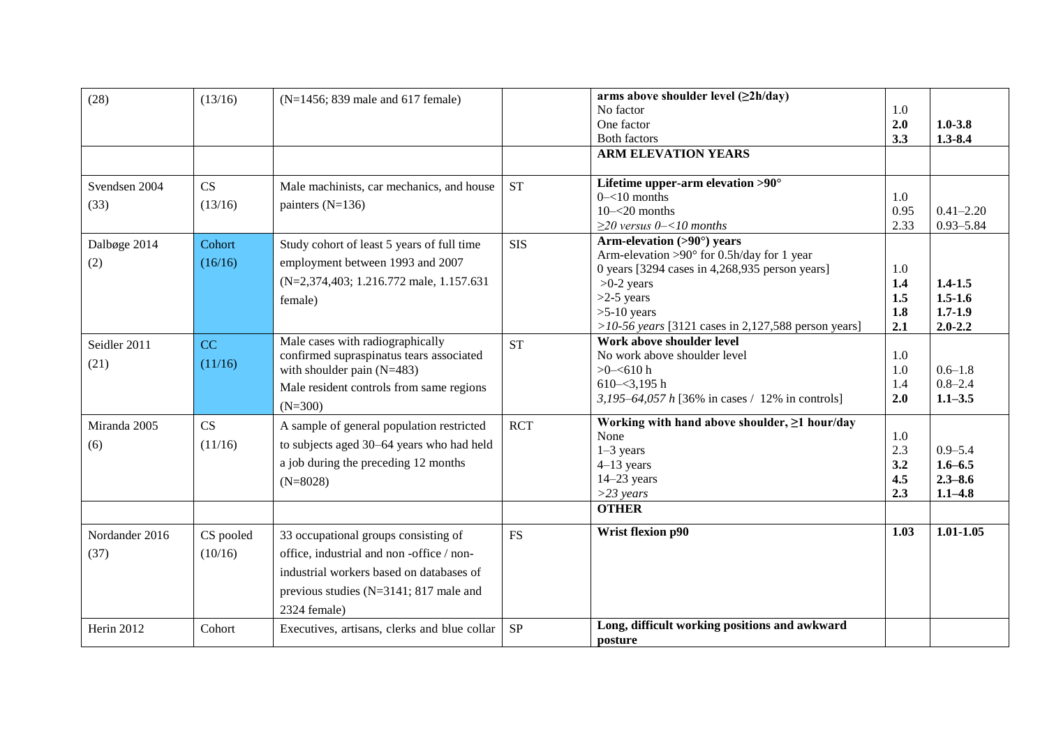| (28) | (13/16) | (N=1456; 839 male and 617 female) | | **arms above shoulder level (≥2h/day)**<br>No factor<br>One factor<br>Both factors | 1.0<br>**2.0**<br>**3.3** | <br>**1.0-3.8**<br>**1.3-8.4** |
|---|---|---|---|---|---|---|
| | | | | **ARM ELEVATION YEARS** | | |
| Svendsen 2004<br>(33) | CS<br>(13/16) | Male machinists, car mechanics, and house painters (N=136) | ST | **Lifetime upper-arm elevation >90°**<br>0–<10 months<br>10–<20 months<br>*≥20 versus 0–<10 months* | <br>1.0<br>0.95<br>2.33 | <br><br>0.41–2.20<br>0.93–5.84 |
| Dalbøge 2014<br>(2) | Cohort<br>(16/16) | Study cohort of least 5 years of full time employment between 1993 and 2007 (N=2,374,403; 1.216.772 male, 1.157.631 female) | SIS | **Arm-elevation (>90°) years**<br>Arm-elevation >90° for 0.5h/day for 1 year<br>0 years [3294 cases in 4,268,935 person years]<br>>0-2 years<br>>2-5 years<br>>5-10 years<br>*>10-56 years* [3121 cases in 2,127,588 person years] | <br><br>1.0<br>**1.4**<br>**1.5**<br>**1.8**<br>**2.1** | <br><br><br>**1.4-1.5**<br>**1.5-1.6**<br>**1.7-1.9**<br>**2.0-2.2** |
| Seidler 2011<br>(21) | CC<br>(11/16) | Male cases with radiographically confirmed supraspinatus tears associated with shoulder pain (N=483)<br>Male resident controls from same regions (N=300) | ST | **Work above shoulder level**<br>No work above shoulder level<br>>0–<610 h<br>610–<3,195 h<br>*3,195–64,057 h* [36% in cases / 12% in controls] | <br>1.0<br>1.0<br>1.4<br>**2.0** | <br><br>0.6–1.8<br>0.8–2.4<br>**1.1–3.5** |
| Miranda 2005<br>(6) | CS<br>(11/16) | A sample of general population restricted to subjects aged 30–64 years who had held a job during the preceding 12 months (N=8028) | RCT | **Working with hand above shoulder, ≥1 hour/day**<br>None<br>1–3 years<br>4–13 years<br>14–23 years<br>*>23 years* | <br>1.0<br>2.3<br>**3.2**<br>**4.5**<br>**2.3** | <br><br>0.9–5.4<br>**1.6–6.5**<br>**2.3–8.6**<br>**1.1–4.8** |
| | | | | **OTHER** | | |
| Nordander 2016<br>(37) | CS pooled<br>(10/16) | 33 occupational groups consisting of office, industrial and non -office / non-industrial workers based on databases of previous studies (N=3141; 817 male and 2324 female) | FS | **Wrist flexion p90** | **1.03** | **1.01-1.05** |
| Herin 2012 | Cohort | Executives, artisans, clerks and blue collar | SP | **Long, difficult working positions and awkward posture** | | |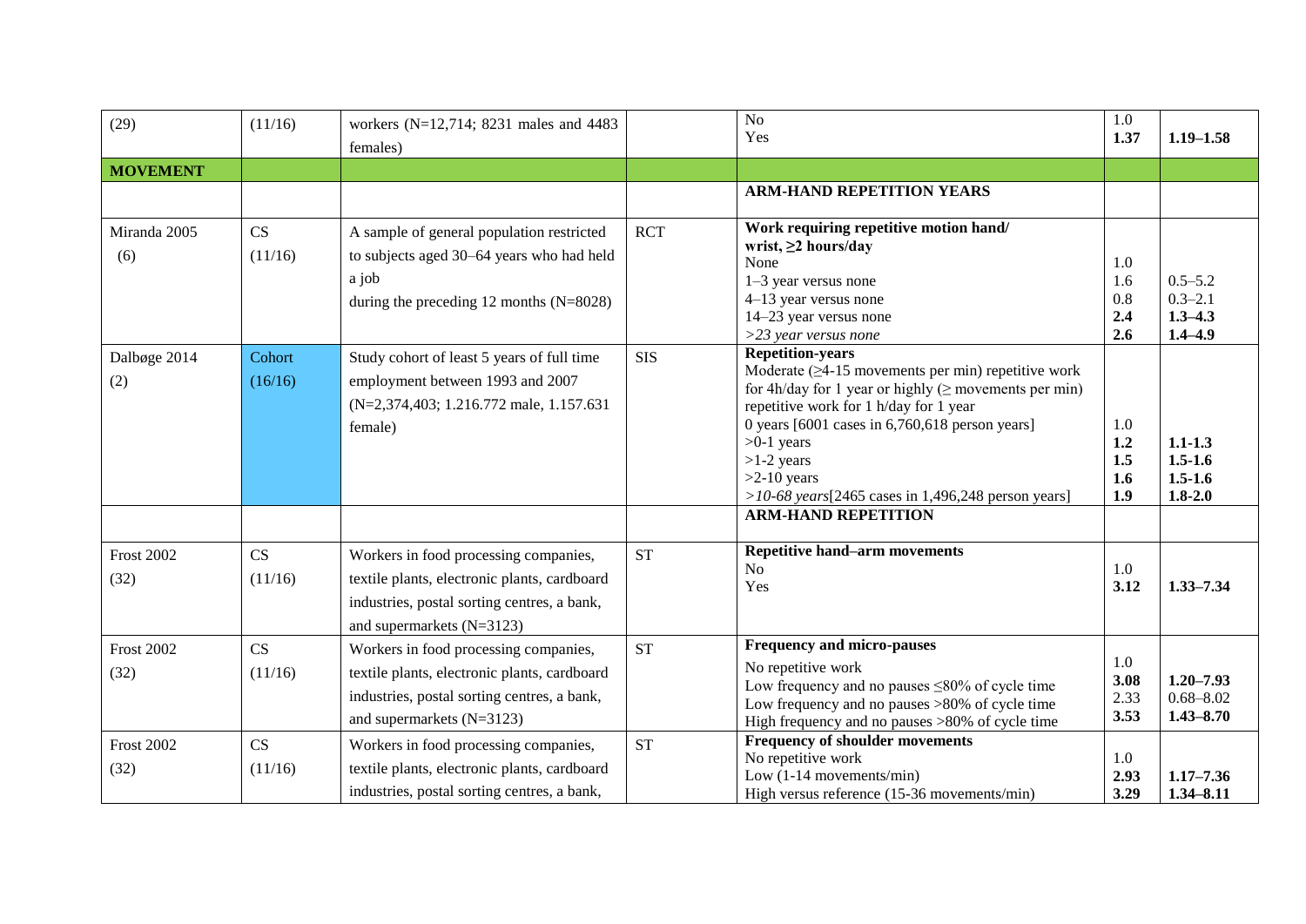| (29) | (11/16) | workers (N=12,714; 8231 males and 4483 females) | | No<br>Yes | 1.0<br>**1.37** | **1.19–1.58** |
|---|---|---|---|---|---|---|
| **MOVEMENT** | | | | | | |
| | | | | **ARM-HAND REPETITION YEARS** | | |
| Miranda 2005 (6) | CS (11/16) | A sample of general population restricted to subjects aged 30–64 years who had held a job during the preceding 12 months (N=8028) | RCT | **Work requiring repetitive motion hand/ wrist, ≥2 hours/day**<br>None<br>1–3 year versus none<br>4–13 year versus none<br>14–23 year versus none<br>*>23 year versus none* | 1.0<br>1.6<br>0.8<br>**2.4**<br>**2.6** | <br>0.5–5.2<br>0.3–2.1<br>**1.3–4.3**<br>**1.4–4.9** |
| Dalbøge 2014 (2) | Cohort (16/16) | Study cohort of least 5 years of full time employment between 1993 and 2007 (N=2,374,403; 1.216.772 male, 1.157.631 female) | SIS | **Repetition-years**<br>Moderate (≥4-15 movements per min) repetitive work for 4h/day for 1 year or highly (≥ movements per min) repetitive work for 1 h/day for 1 year<br>0 years [6001 cases in 6,760,618 person years]<br>>0-1 years<br>>1-2 years<br>>2-10 years<br>*>10-68 years*[2465 cases in 1,496,248 person years] | 1.0<br>**1.2**<br>**1.5**<br>**1.6**<br>**1.9** | <br>**1.1-1.3**<br>**1.5-1.6**<br>**1.5-1.6**<br>**1.8-2.0** |
| | | | | **ARM-HAND REPETITION** | | |
| Frost 2002 (32) | CS (11/16) | Workers in food processing companies, textile plants, electronic plants, cardboard industries, postal sorting centres, a bank, and supermarkets (N=3123) | ST | **Repetitive hand–arm movements**<br>No<br>Yes | 1.0<br>**3.12** | <br>**1.33–7.34** |
| Frost 2002 (32) | CS (11/16) | Workers in food processing companies, textile plants, electronic plants, cardboard industries, postal sorting centres, a bank, and supermarkets (N=3123) | ST | **Frequency and micro-pauses**<br>No repetitive work<br>Low frequency and no pauses ≤80% of cycle time<br>Low frequency and no pauses >80% of cycle time<br>High frequency and no pauses >80% of cycle time | 1.0<br>**3.08**<br>2.33<br>**3.53** | <br>**1.20–7.93**<br>0.68–8.02<br>**1.43–8.70** |
| Frost 2002 (32) | CS (11/16) | Workers in food processing companies, textile plants, electronic plants, cardboard industries, postal sorting centres, a bank, | ST | **Frequency of shoulder movements**<br>No repetitive work<br>Low (1-14 movements/min)<br>High versus reference (15-36 movements/min) | 1.0<br>**2.93**<br>**3.29** | <br>**1.17–7.36**<br>**1.34–8.11** |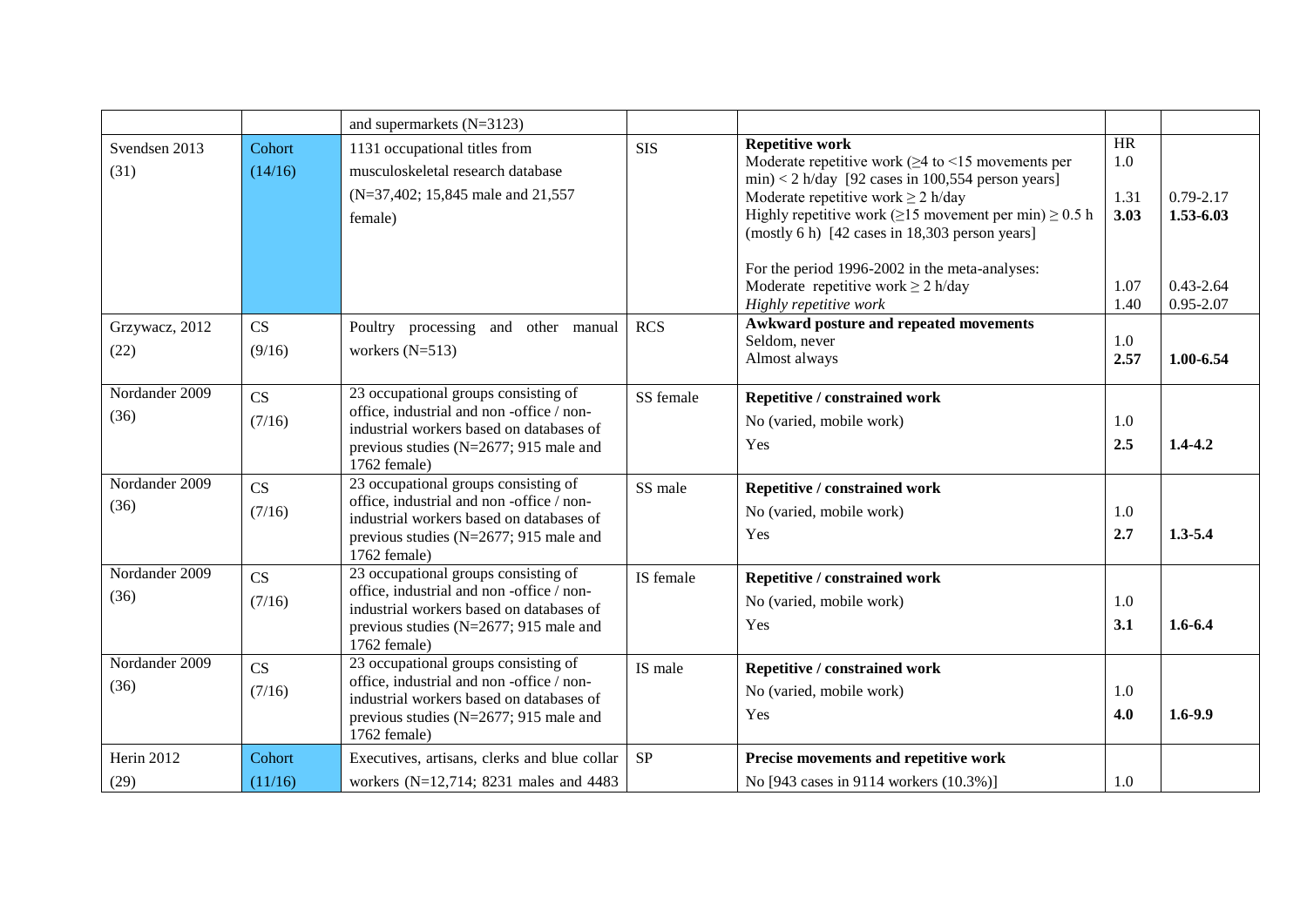| | | | | | | |
|---|---|---|---|---|---|---|
| | | and supermarkets (N=3123) | | | | |
| Svendsen 2013 (31) | Cohort (14/16) | 1131 occupational titles from musculoskeletal research database (N=37,402; 15,845 male and 21,557 female) | SIS | **Repetitive work**<br>Moderate repetitive work (≥4 to <15 movements per min) < 2 h/day [92 cases in 100,554 person years]<br>Moderate repetitive work ≥ 2 h/day<br>Highly repetitive work (≥15 movement per min) ≥ 0.5 h (mostly 6 h) [42 cases in 18,303 person years]<br><br>For the period 1996-2002 in the meta-analyses:<br>Moderate repetitive work ≥ 2 h/day<br>*Highly repetitive work* | HR<br>1.0<br><br>1.31<br>**3.03**<br><br><br>1.07<br>1.40 | <br><br><br>0.79-2.17<br>**1.53-6.03**<br><br><br>0.43-2.64<br>0.95-2.07 |
| Grzywacz, 2012 (22) | CS (9/16) | Poultry processing and other manual workers (N=513) | RCS | **Awkward posture and repeated movements**<br>Seldom, never<br>Almost always | <br>1.0<br>**2.57** | <br><br>**1.00-6.54** |
| Nordander 2009 (36) | CS (7/16) | 23 occupational groups consisting of office, industrial and non -office / non-industrial workers based on databases of previous studies (N=2677; 915 male and 1762 female) | SS female | **Repetitive / constrained work**<br>No (varied, mobile work)<br>Yes | <br>1.0<br>**2.5** | <br><br>**1.4-4.2** |
| Nordander 2009 (36) | CS (7/16) | 23 occupational groups consisting of office, industrial and non -office / non-industrial workers based on databases of previous studies (N=2677; 915 male and 1762 female) | SS male | **Repetitive / constrained work**<br>No (varied, mobile work)<br>Yes | <br>1.0<br>**2.7** | <br><br>**1.3-5.4** |
| Nordander 2009 (36) | CS (7/16) | 23 occupational groups consisting of office, industrial and non -office / non-industrial workers based on databases of previous studies (N=2677; 915 male and 1762 female) | IS female | **Repetitive / constrained work**<br>No (varied, mobile work)<br>Yes | <br>1.0<br>**3.1** | <br><br>**1.6-6.4** |
| Nordander 2009 (36) | CS (7/16) | 23 occupational groups consisting of office, industrial and non -office / non-industrial workers based on databases of previous studies (N=2677; 915 male and 1762 female) | IS male | **Repetitive / constrained work**<br>No (varied, mobile work)<br>Yes | <br>1.0<br>**4.0** | <br><br>**1.6-9.9** |
| Herin 2012 (29) | Cohort (11/16) | Executives, artisans, clerks and blue collar workers (N=12,714; 8231 males and 4483 | SP | **Precise movements and repetitive work**<br>No [943 cases in 9114 workers (10.3%)] | <br>1.0 | |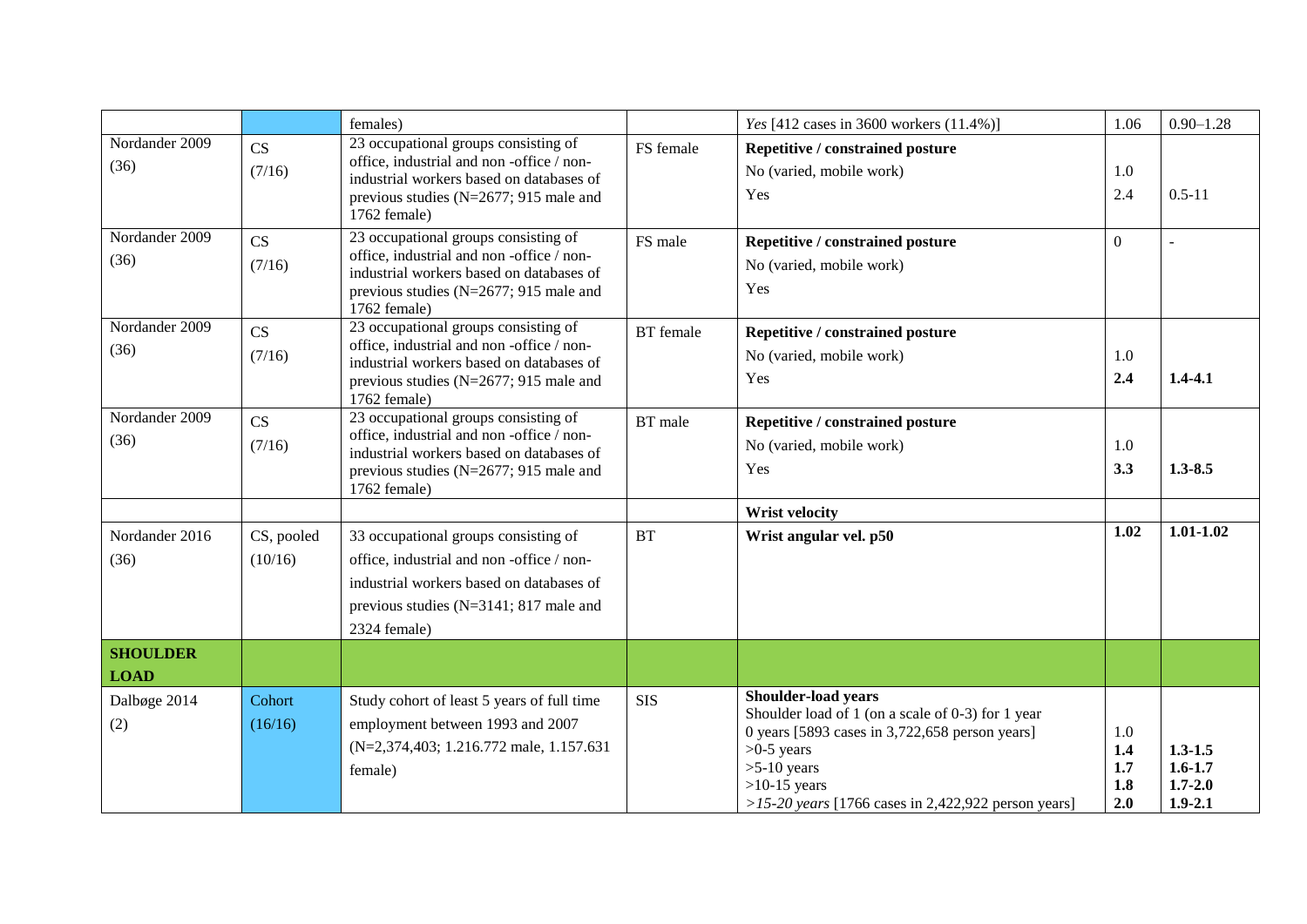| | | females) | | *Yes* [412 cases in 3600 workers (11.4%)] | 1.06 | 0.90–1.28 |
|---|---|---|---|---|---|---|
| Nordander 2009 (36) | CS (7/16) | 23 occupational groups consisting of office, industrial and non -office / non-industrial workers based on databases of previous studies (N=2677; 915 male and 1762 female) | FS female | **Repetitive / constrained posture**<br>No (varied, mobile work)<br>Yes | <br>1.0<br>2.4 | <br><br>0.5-11 |
| Nordander 2009 (36) | CS (7/16) | 23 occupational groups consisting of office, industrial and non -office / non-industrial workers based on databases of previous studies (N=2677; 915 male and 1762 female) | FS male | **Repetitive / constrained posture**<br>No (varied, mobile work)<br>Yes | 0 | - |
| Nordander 2009 (36) | CS (7/16) | 23 occupational groups consisting of office, industrial and non -office / non-industrial workers based on databases of previous studies (N=2677; 915 male and 1762 female) | BT female | **Repetitive / constrained posture**<br>No (varied, mobile work)<br>Yes | <br>1.0<br>**2.4** | <br><br>**1.4-4.1** |
| Nordander 2009 (36) | CS (7/16) | 23 occupational groups consisting of office, industrial and non -office / non-industrial workers based on databases of previous studies (N=2677; 915 male and 1762 female) | BT male | **Repetitive / constrained posture**<br>No (varied, mobile work)<br>Yes | <br>1.0<br>**3.3** | <br><br>**1.3-8.5** |
| | | | | **Wrist velocity** | | |
| Nordander 2016 (36) | CS, pooled (10/16) | 33 occupational groups consisting of office, industrial and non -office / non-industrial workers based on databases of previous studies (N=3141; 817 male and 2324 female) | BT | **Wrist angular vel. p50** | **1.02** | **1.01-1.02** |
| **SHOULDER LOAD** | | | | | | |
| Dalbøge 2014 (2) | Cohort (16/16) | Study cohort of least 5 years of full time employment between 1993 and 2007 (N=2,374,403; 1.216.772 male, 1.157.631 female) | SIS | **Shoulder-load years**<br>Shoulder load of 1 (on a scale of 0-3) for 1 year<br>0 years [5893 cases in 3,722,658 person years]<br>>0-5 years<br>>5-10 years<br>>10-15 years<br>*>15-20 years* [1766 cases in 2,422,922 person years] | <br><br>1.0<br>**1.4**<br>**1.7**<br>**1.8**<br>**2.0** | <br><br><br>**1.3-1.5**<br>**1.6-1.7**<br>**1.7-2.0**<br>**1.9-2.1** |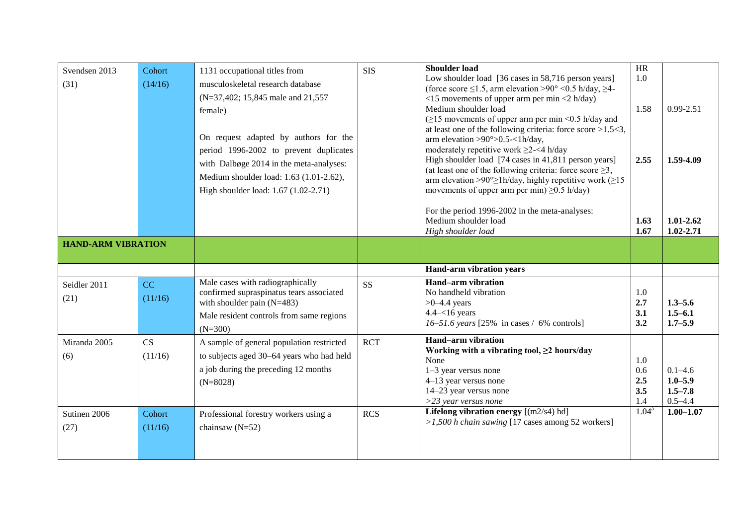| | | | | | | |
|---|---|---|---|---|---|---|
| Svendsen 2013 (31) | Cohort (14/16) | 1131 occupational titles from musculoskeletal research database (N=37,402; 15,845 male and 21,557 female)<br><br>On request adapted by authors for the period 1996-2002 to prevent duplicates with Dalbøge 2014 in the meta-analyses: Medium shoulder load: 1.63 (1.01-2.62), High shoulder load: 1.67 (1.02-2.71) | SIS | **Shoulder load**<br>Low shoulder load [36 cases in 58,716 person years] (force score ≤1.5, arm elevation >90° <0.5 h/day, ≥4-<15 movements of upper arm per min <2 h/day)<br>Medium shoulder load (≥15 movements of upper arm per min <0.5 h/day and at least one of the following criteria: force score >1.5<3, arm elevation >90°>0.5-<1h/day, moderately repetitive work ≥2-<4 h/day<br>High shoulder load [74 cases in 41,811 person years] (at least one of the following criteria: force score ≥3, arm elevation >90°≥1h/day, highly repetitive work (≥15 movements of upper arm per min) ≥0.5 h/day)<br><br>For the period 1996-2002 in the meta-analyses:<br>Medium shoulder load<br>*High shoulder load* | HR<br>1.0<br><br>1.58<br><br>**2.55**<br><br>**1.63**<br>**1.67** | <br><br><br>0.99-2.51<br><br>**1.59-4.09**<br><br>**1.01-2.62**<br>**1.02-2.71** |
| **HAND-ARM VIBRATION** | | | | | | |
| | | | | **Hand-arm vibration years** | | |
| Seidler 2011 (21) | CC (11/16) | Male cases with radiographically confirmed supraspinatus tears associated with shoulder pain (N=483)<br>Male resident controls from same regions (N=300) | SS | **Hand–arm vibration**<br>No handheld vibration<br>>0–4.4 years<br>4.4–<16 years<br>*16–51.6 years* [25% in cases / 6% controls] | <br>1.0<br>**2.7**<br>**3.1**<br>**3.2** | <br><br>**1.3–5.6**<br>**1.5–6.1**<br>**1.7–5.9** |
| Miranda 2005 (6) | CS (11/16) | A sample of general population restricted to subjects aged 30–64 years who had held a job during the preceding 12 months (N=8028) | RCT | **Hand–arm vibration**<br>**Working with a vibrating tool, ≥2 hours/day**<br>None<br>1–3 year versus none<br>4–13 year versus none<br>14–23 year versus none<br>*>23 year versus none* | <br><br>1.0<br>0.6<br>**2.5**<br>**3.5**<br>1.4 | <br><br><br>0.1–4.6<br>**1.0–5.9**<br>**1.5–7.8**<br>0.5–4.4 |
| Sutinen 2006 (27) | Cohort (11/16) | Professional forestry workers using a chainsaw (N=52) | RCS | **Lifelong vibration energy** [(m2/s4) hd]<br>*>1,500 h chain sawing* [17 cases among 52 workers] | 1.04[a] | **1.00–1.07** |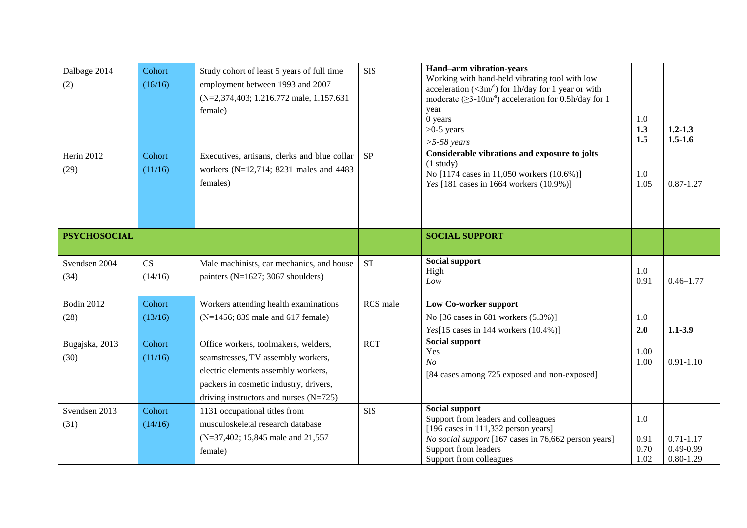| | | | | | | |
|---|---|---|---|---|---|---|
| Dalbøge 2014 (2) | Cohort (16/16) | Study cohort of least 5 years of full time employment between 1993 and 2007 (N=2,374,403; 1.216.772 male, 1.157.631 female) | SIS | **Hand–arm vibration-years**<br>Working with hand-held vibrating tool with low acceleration (<3m/$^{s}$) for 1h/day for 1 year or with moderate (≥3-10m/$^{s}$) acceleration for 0.5h/day for 1 year<br>0 years<br>>0-5 years<br>*>5-58 years* | 1.0<br>**1.3**<br>**1.5** | <br>**1.2-1.3**<br>**1.5-1.6** |
| Herin 2012 (29) | Cohort (11/16) | Executives, artisans, clerks and blue collar workers (N=12,714; 8231 males and 4483 females) | SP | **Considerable vibrations and exposure to jolts**<br>(1 study)<br>No [1174 cases in 11,050 workers (10.6%)]<br>*Yes* [181 cases in 1664 workers (10.9%)] | 1.0<br>1.05 | <br>0.87-1.27 |
| **PSYCHOSOCIAL** | | | | **SOCIAL SUPPORT** | | |
| Svendsen 2004 (34) | CS (14/16) | Male machinists, car mechanics, and house painters (N=1627; 3067 shoulders) | ST | **Social support**<br>High<br>*Low* | 1.0<br>0.91 | <br>0.46–1.77 |
| Bodin 2012 (28) | Cohort (13/16) | Workers attending health examinations (N=1456; 839 male and 617 female) | RCS male | **Low Co-worker support**<br>No [36 cases in 681 workers (5.3%)]<br>*Yes*[15 cases in 144 workers (10.4%)] | 1.0<br>**2.0** | <br>**1.1-3.9** |
| Bugajska, 2013 (30) | Cohort (11/16) | Office workers, toolmakers, welders, seamstresses, TV assembly workers, electric elements assembly workers, packers in cosmetic industry, drivers, driving instructors and nurses (N=725) | RCT | **Social support**<br>Yes<br>*No*<br>[84 cases among 725 exposed and non-exposed] | 1.00<br>1.00 | <br>0.91-1.10 |
| Svendsen 2013 (31) | Cohort (14/16) | 1131 occupational titles from musculoskeletal research database (N=37,402; 15,845 male and 21,557 female) | SIS | **Social support**<br>Support from leaders and colleagues<br>[196 cases in 111,332 person years]<br>*No social support* [167 cases in 76,662 person years]<br>Support from leaders<br>Support from colleagues | 1.0<br><br>0.91<br>0.70<br>1.02 | <br><br>0.71-1.17<br>0.49-0.99<br>0.80-1.29 |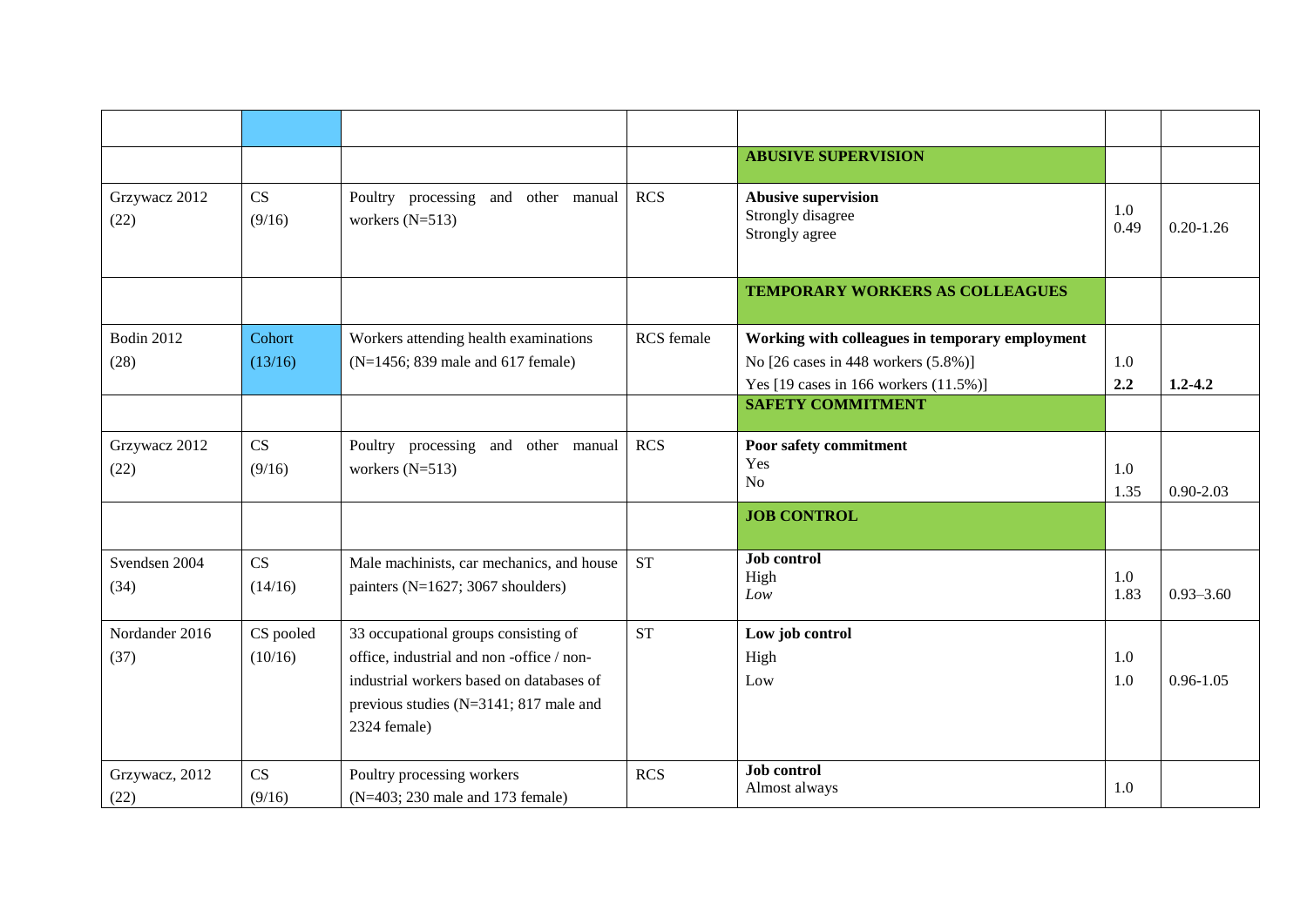| | | | | | | |
|---|---|---|---|---|---|---|
| | | | | **ABUSIVE SUPERVISION** | | |
| Grzywacz 2012 (22) | CS (9/16) | Poultry processing and other manual workers (N=513) | RCS | **Abusive supervision**<br>Strongly disagree<br>Strongly agree | 1.0<br>0.49 | 0.20-1.26 |
| | | | | **TEMPORARY WORKERS AS COLLEAGUES** | | |
| Bodin 2012 (28) | Cohort (13/16) | Workers attending health examinations (N=1456; 839 male and 617 female) | RCS female | **Working with colleagues in temporary employment**<br>No [26 cases in 448 workers (5.8%)]<br>Yes [19 cases in 166 workers (11.5%)] | 1.0<br>**2.2** | **1.2-4.2** |
| | | | | **SAFETY COMMITMENT** | | |
| Grzywacz 2012 (22) | CS (9/16) | Poultry processing and other manual workers (N=513) | RCS | **Poor safety commitment**<br>Yes<br>No | 1.0<br>1.35 | 0.90-2.03 |
| | | | | **JOB CONTROL** | | |
| Svendsen 2004 (34) | CS (14/16) | Male machinists, car mechanics, and house painters (N=1627; 3067 shoulders) | ST | **Job control**<br>High<br>*Low* | 1.0<br>1.83 | 0.93–3.60 |
| Nordander 2016 (37) | CS pooled (10/16) | 33 occupational groups consisting of office, industrial and non -office / non-industrial workers based on databases of previous studies (N=3141; 817 male and 2324 female) | ST | **Low job control**<br>High<br>Low | 1.0<br>1.0 | 0.96-1.05 |
| Grzywacz, 2012 (22) | CS (9/16) | Poultry processing workers (N=403; 230 male and 173 female) | RCS | **Job control**<br>Almost always | 1.0 | |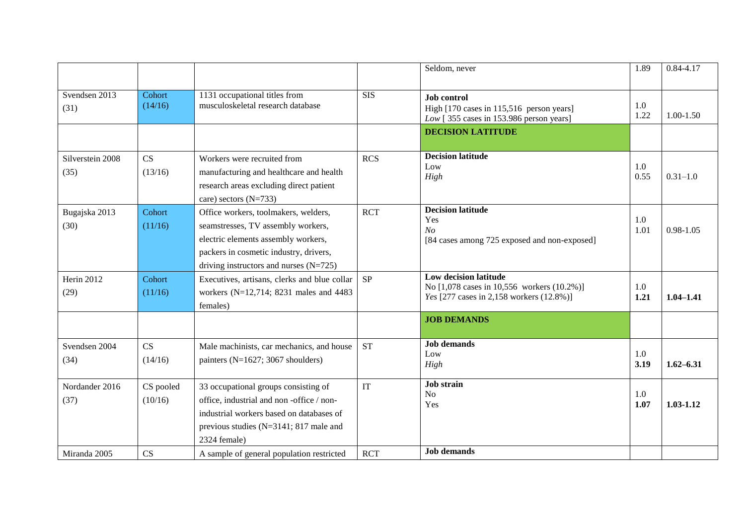| | | | | | | |
|---|---|---|---|---|---|---|
| | | | | Seldom, never | 1.89 | 0.84-4.17 |
| Svendsen 2013 (31) | Cohort (14/16) | 1131 occupational titles from musculoskeletal research database | SIS | **Job control**<br>High [170 cases in 115,516 person years]<br>*Low* [ 355 cases in 153.986 person years] | 1.0<br>1.22 | 1.00-1.50 |
| | | | | **DECISION LATITUDE** | | |
| Silverstein 2008 (35) | CS (13/16) | Workers were recruited from manufacturing and healthcare and health research areas excluding direct patient care) sectors (N=733) | RCS | **Decision latitude**<br>Low<br>*High* | 1.0<br>0.55 | 0.31–1.0 |
| Bugajska 2013 (30) | Cohort (11/16) | Office workers, toolmakers, welders, seamstresses, TV assembly workers, electric elements assembly workers, packers in cosmetic industry, drivers, driving instructors and nurses (N=725) | RCT | **Decision latitude**<br>Yes<br>*No*<br>[84 cases among 725 exposed and non-exposed] | 1.0<br>1.01 | 0.98-1.05 |
| Herin 2012 (29) | Cohort (11/16) | Executives, artisans, clerks and blue collar workers (N=12,714; 8231 males and 4483 females) | SP | **Low decision latitude**<br>No [1,078 cases in 10,556 workers (10.2%)]<br>*Yes* [277 cases in 2,158 workers (12.8%)] | 1.0<br>**1.21** | **1.04–1.41** |
| | | | | **JOB DEMANDS** | | |
| Svendsen 2004 (34) | CS (14/16) | Male machinists, car mechanics, and house painters (N=1627; 3067 shoulders) | ST | **Job demands**<br>Low<br>*High* | 1.0<br>**3.19** | **1.62–6.31** |
| Nordander 2016 (37) | CS pooled (10/16) | 33 occupational groups consisting of office, industrial and non -office / non-industrial workers based on databases of previous studies (N=3141; 817 male and 2324 female) | IT | **Job strain**<br>No<br>Yes | 1.0<br>**1.07** | **1.03-1.12** |
| Miranda 2005 | CS | A sample of general population restricted | RCT | **Job demands** | | |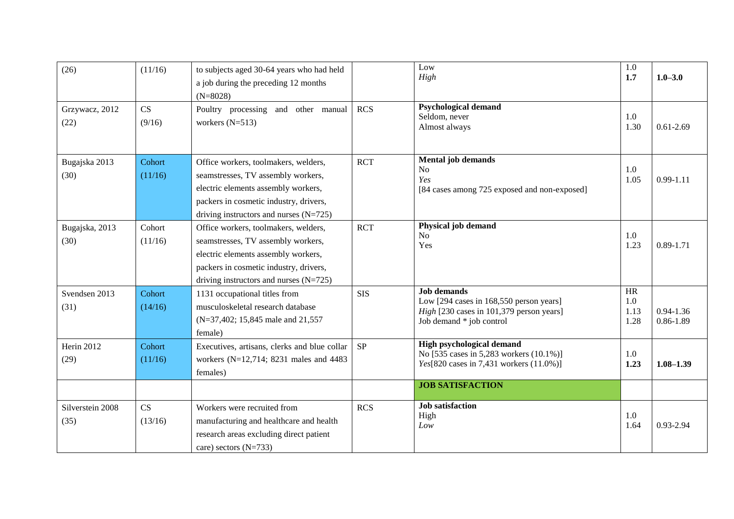| | | | | | | |
|---|---|---|---|---|---|---|
| (26) | (11/16) | to subjects aged 30-64 years who had held a job during the preceding 12 months (N=8028) | | Low<br>*High* | 1.0<br>**1.7** | **1.0–3.0** |
| Grzywacz, 2012 (22) | CS (9/16) | Poultry processing and other manual workers (N=513) | RCS | **Psychological demand**<br>Seldom, never<br>Almost always | 1.0<br>1.30 | 0.61-2.69 |
| Bugajska 2013 (30) | Cohort (11/16) | Office workers, toolmakers, welders, seamstresses, TV assembly workers, electric elements assembly workers, packers in cosmetic industry, drivers, driving instructors and nurses (N=725) | RCT | **Mental job demands**<br>No<br>*Yes*<br>[84 cases among 725 exposed and non-exposed] | 1.0<br>1.05 | 0.99-1.11 |
| Bugajska, 2013 (30) | Cohort (11/16) | Office workers, toolmakers, welders, seamstresses, TV assembly workers, electric elements assembly workers, packers in cosmetic industry, drivers, driving instructors and nurses (N=725) | RCT | **Physical job demand**<br>No<br>Yes | 1.0<br>1.23 | 0.89-1.71 |
| Svendsen 2013 (31) | Cohort (14/16) | 1131 occupational titles from musculoskeletal research database (N=37,402; 15,845 male and 21,557 female) | SIS | **Job demands**<br>Low [294 cases in 168,550 person years]<br>*High* [230 cases in 101,379 person years]<br>Job demand * job control | HR<br>1.0<br>1.13<br>1.28 | <br><br>0.94-1.36<br>0.86-1.89 |
| Herin 2012 (29) | Cohort (11/16) | Executives, artisans, clerks and blue collar workers (N=12,714; 8231 males and 4483 females) | SP | **High psychological demand**<br>No [535 cases in 5,283 workers (10.1%)]<br>*Yes*[820 cases in 7,431 workers (11.0%)] | 1.0<br>**1.23** | **1.08–1.39** |
| | | | | **JOB SATISFACTION** | | |
| Silverstein 2008 (35) | CS (13/16) | Workers were recruited from manufacturing and healthcare and health research areas excluding direct patient care) sectors (N=733) | RCS | **Job satisfaction**<br>High<br>*Low* | 1.0<br>1.64 | 0.93-2.94 |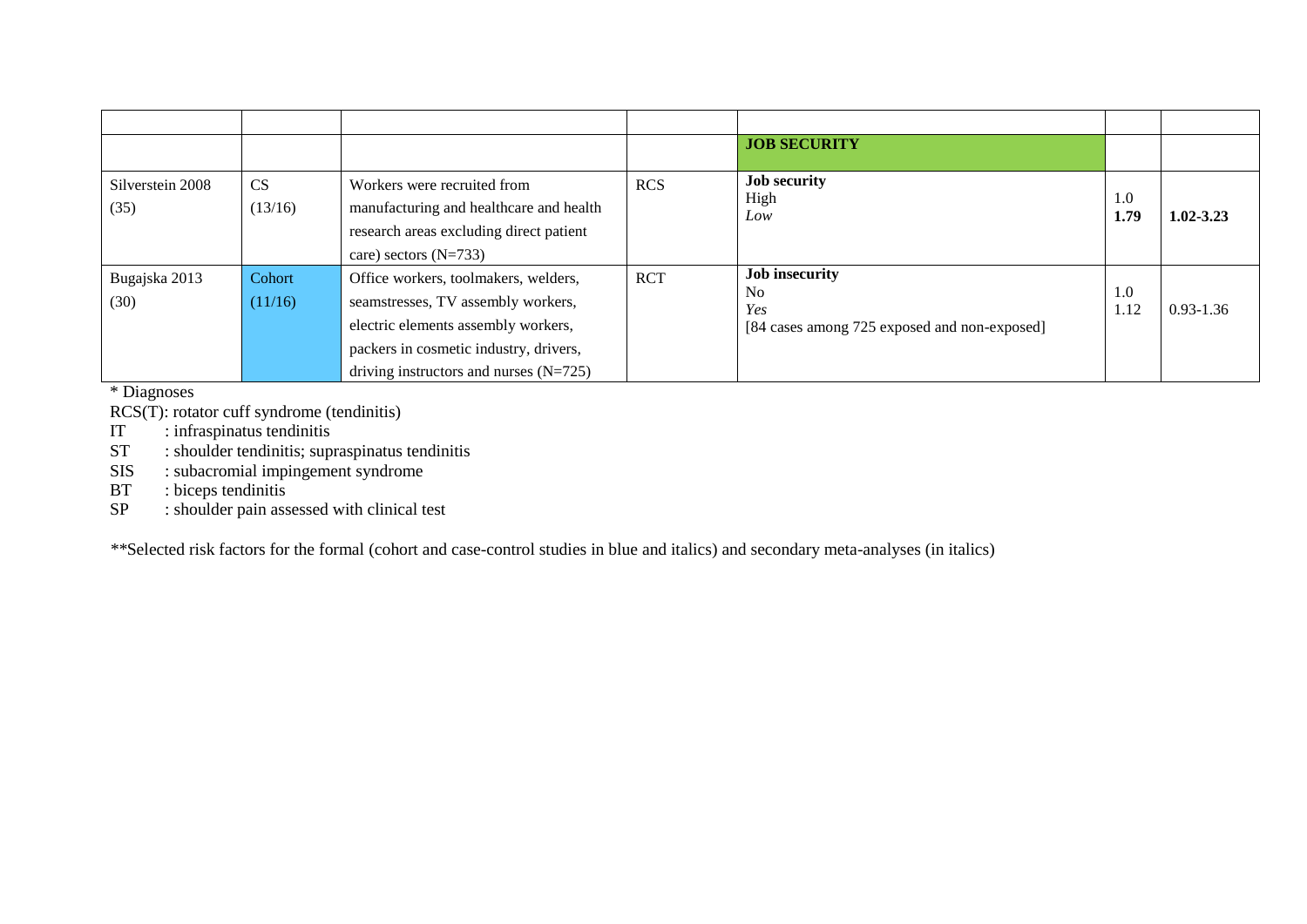| | | | | | | |
|---|---|---|---|---|---|---|
| | | | | | | |
| | | | | **JOB SECURITY** | | |
| Silverstein 2008 (35) | CS (13/16) | Workers were recruited from manufacturing and healthcare and health research areas excluding direct patient care) sectors (N=733) | RCS | **Job security**<br>High<br>*Low* | 1.0<br>**1.79** | **1.02-3.23** |
| Bugajska 2013 (30) | Cohort (11/16) | Office workers, toolmakers, welders, seamstresses, TV assembly workers, electric elements assembly workers, packers in cosmetic industry, drivers, driving instructors and nurses (N=725) | RCT | **Job insecurity**<br>No<br>*Yes*<br>[84 cases among 725 exposed and non-exposed] | 1.0<br>1.12 | 0.93-1.36 |

* Diagnoses

RCS(T): rotator cuff syndrome (tendinitis)

IT : infraspinatus tendinitis

ST : shoulder tendinitis; supraspinatus tendinitis

SIS : subacromial impingement syndrome

BT : biceps tendinitis

SP : shoulder pain assessed with clinical test

**Selected risk factors for the formal (cohort and case-control studies in blue and italics) and secondary meta-analyses (in italics)